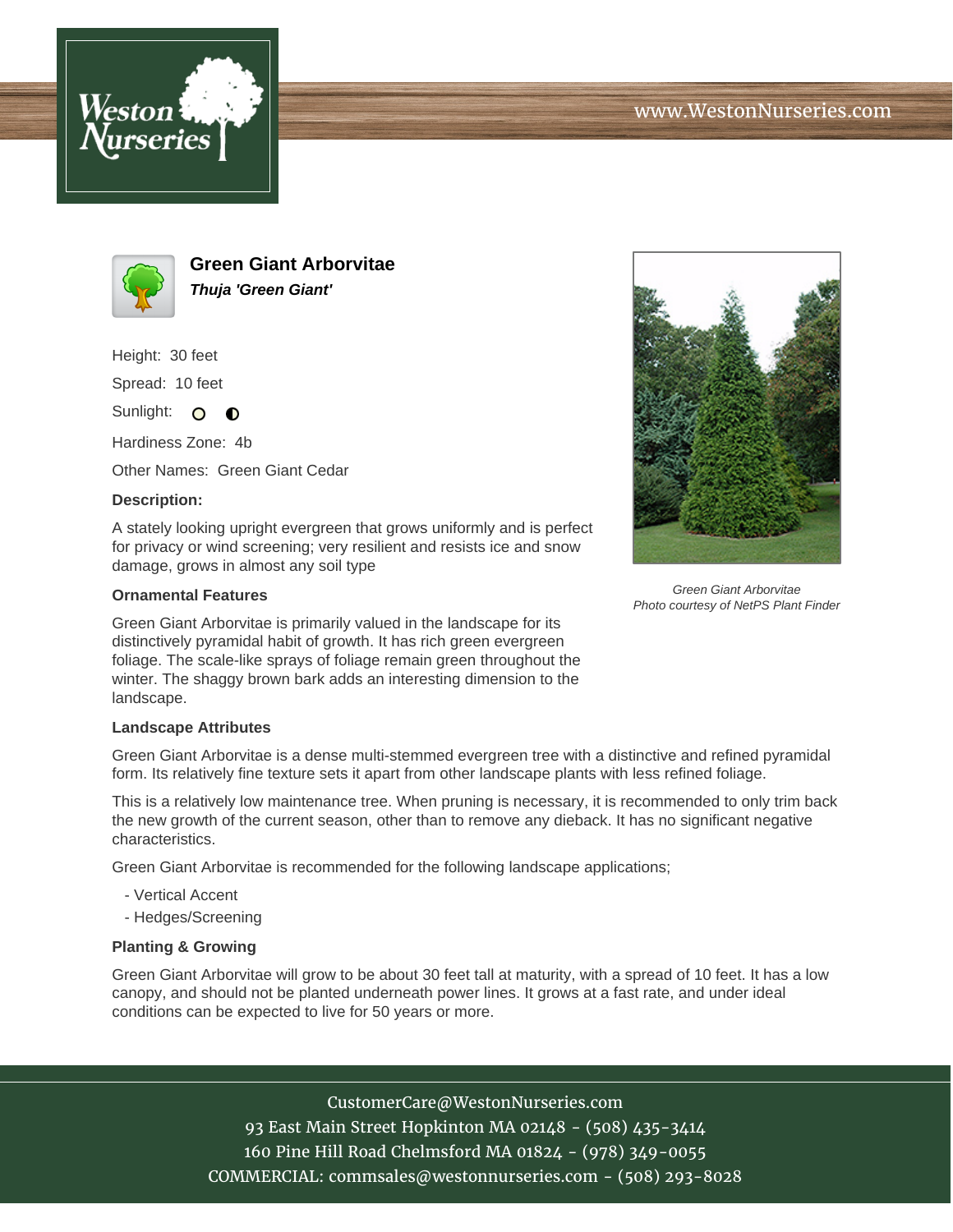## Green Giant Arborvitae

***Thuja 'Green Giant'***

Height: 30 feet

Spread: 10 feet

Sunlight: ○ ◐

Hardiness Zone: 4b

Other Names: Green Giant Cedar

**Description:**

A stately looking upright evergreen that grows uniformly and is perfect for privacy or wind screening; very resilient and resists ice and snow damage, grows in almost any soil type

*Green Giant Arborvitae*
*Photo courtesy of NetPS Plant Finder*

### Ornamental Features

Green Giant Arborvitae is primarily valued in the landscape for its distinctively pyramidal habit of growth. It has rich green evergreen foliage. The scale-like sprays of foliage remain green throughout the winter. The shaggy brown bark adds an interesting dimension to the landscape.

### Landscape Attributes

Green Giant Arborvitae is a dense multi-stemmed evergreen tree with a distinctive and refined pyramidal form. Its relatively fine texture sets it apart from other landscape plants with less refined foliage.

This is a relatively low maintenance tree. When pruning is necessary, it is recommended to only trim back the new growth of the current season, other than to remove any dieback. It has no significant negative characteristics.

Green Giant Arborvitae is recommended for the following landscape applications;

- Vertical Accent
- Hedges/Screening

### Planting & Growing

Green Giant Arborvitae will grow to be about 30 feet tall at maturity, with a spread of 10 feet. It has a low canopy, and should not be planted underneath power lines. It grows at a fast rate, and under ideal conditions can be expected to live for 50 years or more.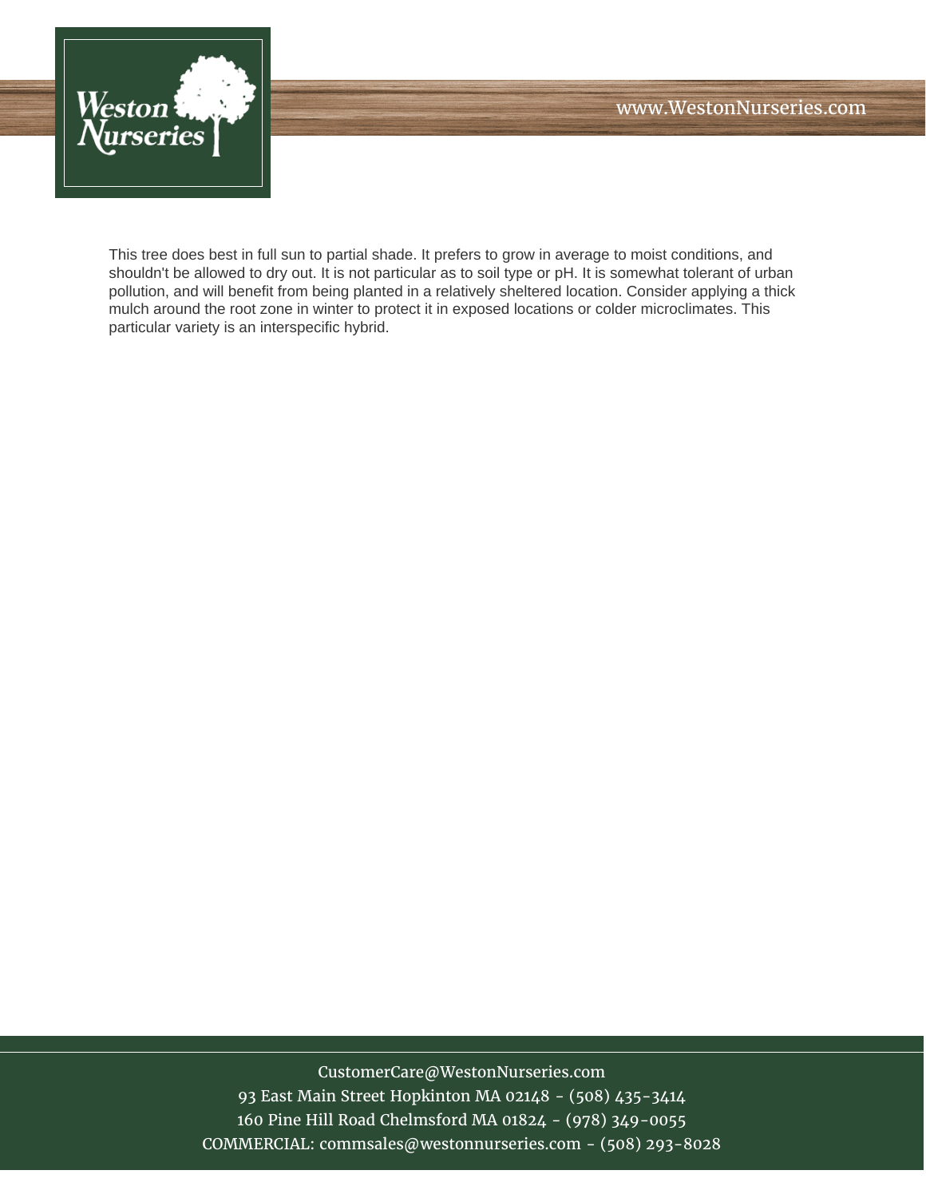This tree does best in full sun to partial shade. It prefers to grow in average to moist conditions, and shouldn't be allowed to dry out. It is not particular as to soil type or pH. It is somewhat tolerant of urban pollution, and will benefit from being planted in a relatively sheltered location. Consider applying a thick mulch around the root zone in winter to protect it in exposed locations or colder microclimates. This particular variety is an interspecific hybrid.